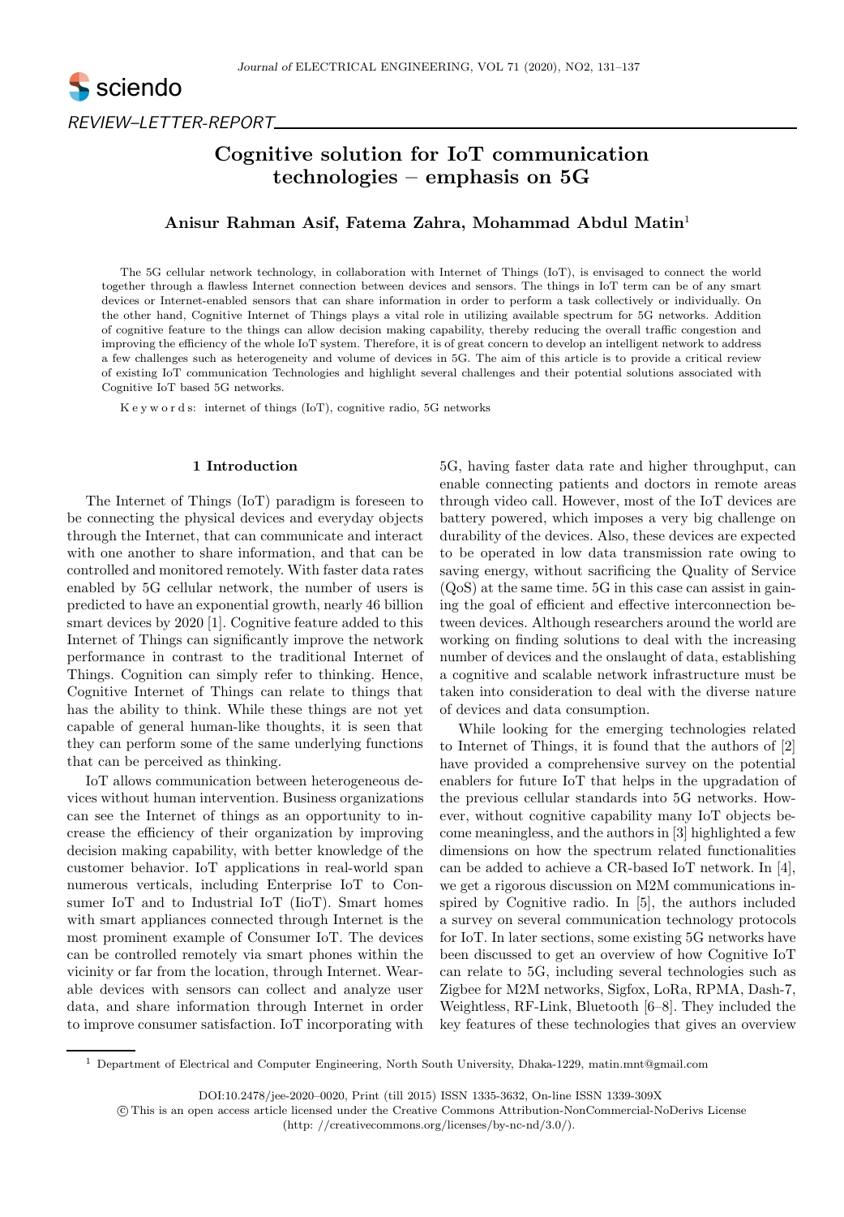REVIEW–LETTER-REPORT

# Cognitive solution for IoT communication technologies – emphasis on 5G

**Anisur Rahman Asif, Fatema Zahra, Mohammad Abdul Matin**[1]

The 5G cellular network technology, in collaboration with Internet of Things (IoT), is envisaged to connect the world together through a flawless Internet connection between devices and sensors. The things in IoT term can be of any smart devices or Internet-enabled sensors that can share information in order to perform a task collectively or individually. On the other hand, Cognitive Internet of Things plays a vital role in utilizing available spectrum for 5G networks. Addition of cognitive feature to the things can allow decision making capability, thereby reducing the overall traffic congestion and improving the efficiency of the whole IoT system. Therefore, it is of great concern to develop an intelligent network to address a few challenges such as heterogeneity and volume of devices in 5G. The aim of this article is to provide a critical review of existing IoT communication Technologies and highlight several challenges and their potential solutions associated with Cognitive IoT based 5G networks.

K e y w o r d s: internet of things (IoT), cognitive radio, 5G networks

## 1 Introduction

The Internet of Things (IoT) paradigm is foreseen to be connecting the physical devices and everyday objects through the Internet, that can communicate and interact with one another to share information, and that can be controlled and monitored remotely. With faster data rates enabled by 5G cellular network, the number of users is predicted to have an exponential growth, nearly 46 billion smart devices by 2020 [1]. Cognitive feature added to this Internet of Things can significantly improve the network performance in contrast to the traditional Internet of Things. Cognition can simply refer to thinking. Hence, Cognitive Internet of Things can relate to things that has the ability to think. While these things are not yet capable of general human-like thoughts, it is seen that they can perform some of the same underlying functions that can be perceived as thinking.

IoT allows communication between heterogeneous devices without human intervention. Business organizations can see the Internet of things as an opportunity to increase the efficiency of their organization by improving decision making capability, with better knowledge of the customer behavior. IoT applications in real-world span numerous verticals, including Enterprise IoT to Consumer IoT and to Industrial IoT (IioT). Smart homes with smart appliances connected through Internet is the most prominent example of Consumer IoT. The devices can be controlled remotely via smart phones within the vicinity or far from the location, through Internet. Wearable devices with sensors can collect and analyze user data, and share information through Internet in order to improve consumer satisfaction. IoT incorporating with 5G, having faster data rate and higher throughput, can enable connecting patients and doctors in remote areas through video call. However, most of the IoT devices are battery powered, which imposes a very big challenge on durability of the devices. Also, these devices are expected to be operated in low data transmission rate owing to saving energy, without sacrificing the Quality of Service (QoS) at the same time. 5G in this case can assist in gaining the goal of efficient and effective interconnection between devices. Although researchers around the world are working on finding solutions to deal with the increasing number of devices and the onslaught of data, establishing a cognitive and scalable network infrastructure must be taken into consideration to deal with the diverse nature of devices and data consumption.

While looking for the emerging technologies related to Internet of Things, it is found that the authors of [2] have provided a comprehensive survey on the potential enablers for future IoT that helps in the upgradation of the previous cellular standards into 5G networks. However, without cognitive capability many IoT objects become meaningless, and the authors in [3] highlighted a few dimensions on how the spectrum related functionalities can be added to achieve a CR-based IoT network. In [4], we get a rigorous discussion on M2M communications inspired by Cognitive radio. In [5], the authors included a survey on several communication technology protocols for IoT. In later sections, some existing 5G networks have been discussed to get an overview of how Cognitive IoT can relate to 5G, including several technologies such as Zigbee for M2M networks, Sigfox, LoRa, RPMA, Dash-7, Weightless, RF-Link, Bluetooth [6–8]. They included the key features of these technologies that gives an overview

[1] Department of Electrical and Computer Engineering, North South University, Dhaka-1229, matin.mnt@gmail.com

DOI:10.2478/jee-2020–0020, Print (till 2015) ISSN 1335-3632, On-line ISSN 1339-309X

© This is an open access article licensed under the Creative Commons Attribution-NonCommercial-NoDerivs License (http: //creativecommons.org/licenses/by-nc-nd/3.0/).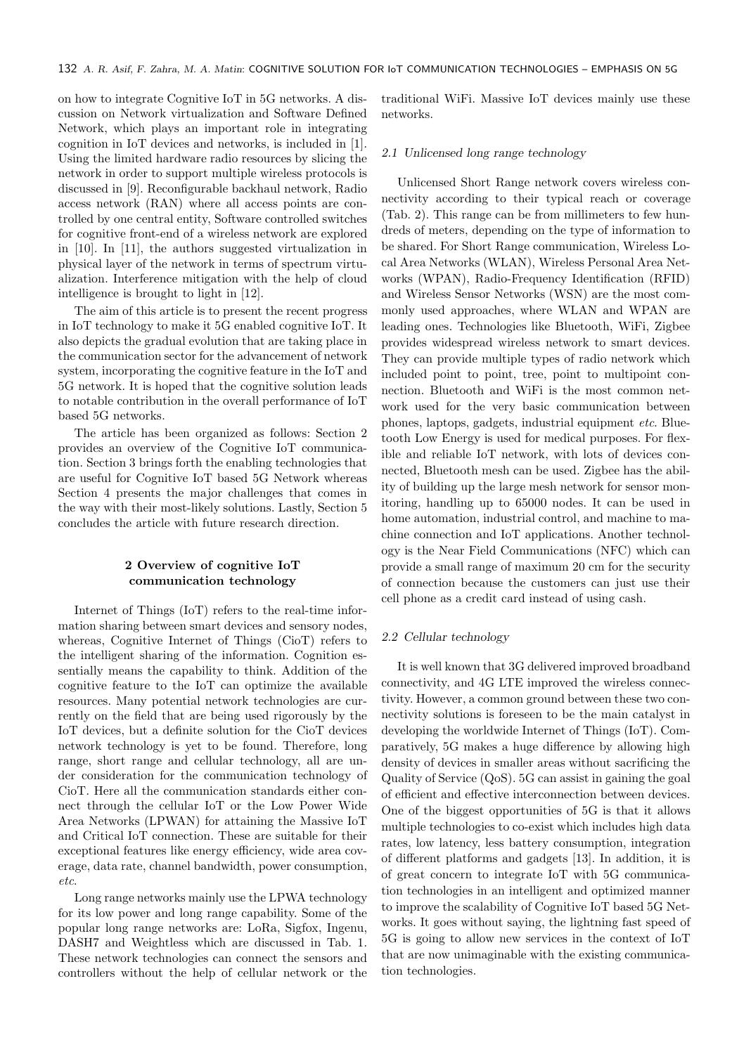on how to integrate Cognitive IoT in 5G networks. A discussion on Network virtualization and Software Defined Network, which plays an important role in integrating cognition in IoT devices and networks, is included in [1]. Using the limited hardware radio resources by slicing the network in order to support multiple wireless protocols is discussed in [9]. Reconfigurable backhaul network, Radio access network (RAN) where all access points are controlled by one central entity, Software controlled switches for cognitive front-end of a wireless network are explored in [10]. In [11], the authors suggested virtualization in physical layer of the network in terms of spectrum virtualization. Interference mitigation with the help of cloud intelligence is brought to light in [12].

The aim of this article is to present the recent progress in IoT technology to make it 5G enabled cognitive IoT. It also depicts the gradual evolution that are taking place in the communication sector for the advancement of network system, incorporating the cognitive feature in the IoT and 5G network. It is hoped that the cognitive solution leads to notable contribution in the overall performance of IoT based 5G networks.

The article has been organized as follows: Section 2 provides an overview of the Cognitive IoT communication. Section 3 brings forth the enabling technologies that are useful for Cognitive IoT based 5G Network whereas Section 4 presents the major challenges that comes in the way with their most-likely solutions. Lastly, Section 5 concludes the article with future research direction.

## 2 Overview of cognitive IoT communication technology

Internet of Things (IoT) refers to the real-time information sharing between smart devices and sensory nodes, whereas, Cognitive Internet of Things (CioT) refers to the intelligent sharing of the information. Cognition essentially means the capability to think. Addition of the cognitive feature to the IoT can optimize the available resources. Many potential network technologies are currently on the field that are being used rigorously by the IoT devices, but a definite solution for the CioT devices network technology is yet to be found. Therefore, long range, short range and cellular technology, all are under consideration for the communication technology of CioT. Here all the communication standards either connect through the cellular IoT or the Low Power Wide Area Networks (LPWAN) for attaining the Massive IoT and Critical IoT connection. These are suitable for their exceptional features like energy efficiency, wide area coverage, data rate, channel bandwidth, power consumption, *etc*.

Long range networks mainly use the LPWA technology for its low power and long range capability. Some of the popular long range networks are: LoRa, Sigfox, Ingenu, DASH7 and Weightless which are discussed in Tab. 1. These network technologies can connect the sensors and controllers without the help of cellular network or the traditional WiFi. Massive IoT devices mainly use these networks.

### *2.1 Unlicensed long range technology*

Unlicensed Short Range network covers wireless connectivity according to their typical reach or coverage (Tab. 2). This range can be from millimeters to few hundreds of meters, depending on the type of information to be shared. For Short Range communication, Wireless Local Area Networks (WLAN), Wireless Personal Area Networks (WPAN), Radio-Frequency Identification (RFID) and Wireless Sensor Networks (WSN) are the most commonly used approaches, where WLAN and WPAN are leading ones. Technologies like Bluetooth, WiFi, Zigbee provides widespread wireless network to smart devices. They can provide multiple types of radio network which included point to point, tree, point to multipoint connection. Bluetooth and WiFi is the most common network used for the very basic communication between phones, laptops, gadgets, industrial equipment *etc*. Bluetooth Low Energy is used for medical purposes. For flexible and reliable IoT network, with lots of devices connected, Bluetooth mesh can be used. Zigbee has the ability of building up the large mesh network for sensor monitoring, handling up to 65000 nodes. It can be used in home automation, industrial control, and machine to machine connection and IoT applications. Another technology is the Near Field Communications (NFC) which can provide a small range of maximum 20 cm for the security of connection because the customers can just use their cell phone as a credit card instead of using cash.

### *2.2 Cellular technology*

It is well known that 3G delivered improved broadband connectivity, and 4G LTE improved the wireless connectivity. However, a common ground between these two connectivity solutions is foreseen to be the main catalyst in developing the worldwide Internet of Things (IoT). Comparatively, 5G makes a huge difference by allowing high density of devices in smaller areas without sacrificing the Quality of Service (QoS). 5G can assist in gaining the goal of efficient and effective interconnection between devices. One of the biggest opportunities of 5G is that it allows multiple technologies to co-exist which includes high data rates, low latency, less battery consumption, integration of different platforms and gadgets [13]. In addition, it is of great concern to integrate IoT with 5G communication technologies in an intelligent and optimized manner to improve the scalability of Cognitive IoT based 5G Networks. It goes without saying, the lightning fast speed of 5G is going to allow new services in the context of IoT that are now unimaginable with the existing communication technologies.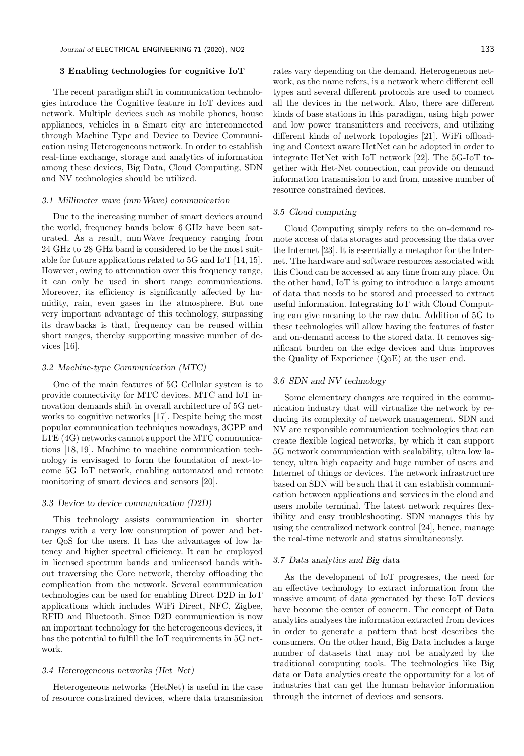## 3 Enabling technologies for cognitive IoT

The recent paradigm shift in communication technologies introduce the Cognitive feature in IoT devices and network. Multiple devices such as mobile phones, house appliances, vehicles in a Smart city are interconnected through Machine Type and Device to Device Communication using Heterogeneous network. In order to establish real-time exchange, storage and analytics of information among these devices, Big Data, Cloud Computing, SDN and NV technologies should be utilized.

### 3.1 Millimeter wave (mm Wave) communication

Due to the increasing number of smart devices around the world, frequency bands below 6 GHz have been saturated. As a result, mm Wave frequency ranging from 24 GHz to 28 GHz band is considered to be the most suitable for future applications related to 5G and IoT [14, 15]. However, owing to attenuation over this frequency range, it can only be used in short range communications. Moreover, its efficiency is significantly affected by humidity, rain, even gases in the atmosphere. But one very important advantage of this technology, surpassing its drawbacks is that, frequency can be reused within short ranges, thereby supporting massive number of devices [16].

### 3.2 Machine-type Communication (MTC)

One of the main features of 5G Cellular system is to provide connectivity for MTC devices. MTC and IoT innovation demands shift in overall architecture of 5G networks to cognitive networks [17]. Despite being the most popular communication techniques nowadays, 3GPP and LTE (4G) networks cannot support the MTC communications [18, 19]. Machine to machine communication technology is envisaged to form the foundation of next-to-come 5G IoT network, enabling automated and remote monitoring of smart devices and sensors [20].

### 3.3 Device to device communication (D2D)

This technology assists communication in shorter ranges with a very low consumption of power and better QoS for the users. It has the advantages of low latency and higher spectral efficiency. It can be employed in licensed spectrum bands and unlicensed bands without traversing the Core network, thereby offloading the complication from the network. Several communication technologies can be used for enabling Direct D2D in IoT applications which includes WiFi Direct, NFC, Zigbee, RFID and Bluetooth. Since D2D communication is now an important technology for the heterogeneous devices, it has the potential to fulfill the IoT requirements in 5G network.

### 3.4 Heterogeneous networks (Het–Net)

Heterogeneous networks (HetNet) is useful in the case of resource constrained devices, where data transmission rates vary depending on the demand. Heterogeneous network, as the name refers, is a network where different cell types and several different protocols are used to connect all the devices in the network. Also, there are different kinds of base stations in this paradigm, using high power and low power transmitters and receivers, and utilizing different kinds of network topologies [21]. WiFi offloading and Context aware HetNet can be adopted in order to integrate HetNet with IoT network [22]. The 5G-IoT together with Het-Net connection, can provide on demand information transmission to and from, massive number of resource constrained devices.

### 3.5 Cloud computing

Cloud Computing simply refers to the on-demand remote access of data storages and processing the data over the Internet [23]. It is essentially a metaphor for the Internet. The hardware and software resources associated with this Cloud can be accessed at any time from any place. On the other hand, IoT is going to introduce a large amount of data that needs to be stored and processed to extract useful information. Integrating IoT with Cloud Computing can give meaning to the raw data. Addition of 5G to these technologies will allow having the features of faster and on-demand access to the stored data. It removes significant burden on the edge devices and thus improves the Quality of Experience (QoE) at the user end.

### 3.6 SDN and NV technology

Some elementary changes are required in the communication industry that will virtualize the network by reducing its complexity of network management. SDN and NV are responsible communication technologies that can create flexible logical networks, by which it can support 5G network communication with scalability, ultra low latency, ultra high capacity and huge number of users and Internet of things or devices. The network infrastructure based on SDN will be such that it can establish communication between applications and services in the cloud and users mobile terminal. The latest network requires flexibility and easy troubleshooting. SDN manages this by using the centralized network control [24], hence, manage the real-time network and status simultaneously.

### 3.7 Data analytics and Big data

As the development of IoT progresses, the need for an effective technology to extract information from the massive amount of data generated by these IoT devices have become the center of concern. The concept of Data analytics analyses the information extracted from devices in order to generate a pattern that best describes the consumers. On the other hand, Big Data includes a large number of datasets that may not be analyzed by the traditional computing tools. The technologies like Big data or Data analytics create the opportunity for a lot of industries that can get the human behavior information through the internet of devices and sensors.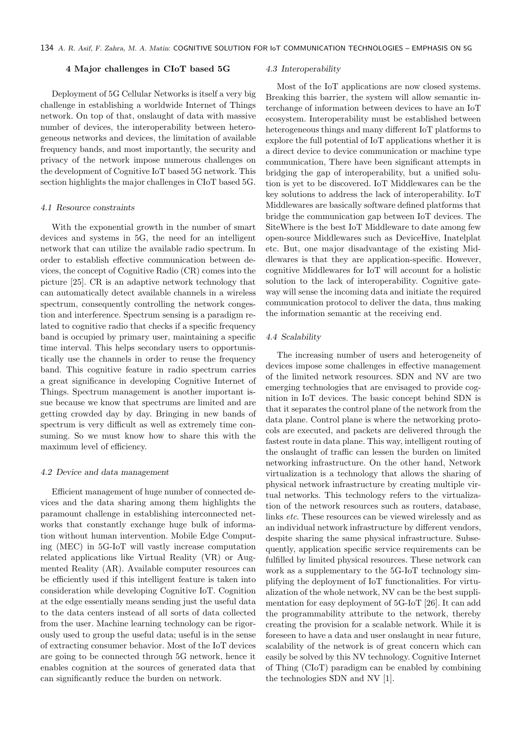## 4 Major challenges in CIoT based 5G

Deployment of 5G Cellular Networks is itself a very big challenge in establishing a worldwide Internet of Things network. On top of that, onslaught of data with massive number of devices, the interoperability between heterogeneous networks and devices, the limitation of available frequency bands, and most importantly, the security and privacy of the network impose numerous challenges on the development of Cognitive IoT based 5G network. This section highlights the major challenges in CIoT based 5G.

### *4.1 Resource constraints*

With the exponential growth in the number of smart devices and systems in 5G, the need for an intelligent network that can utilize the available radio spectrum. In order to establish effective communication between devices, the concept of Cognitive Radio (CR) comes into the picture [25]. CR is an adaptive network technology that can automatically detect available channels in a wireless spectrum, consequently controlling the network congestion and interference. Spectrum sensing is a paradigm related to cognitive radio that checks if a specific frequency band is occupied by primary user, maintaining a specific time interval. This helps secondary users to opportunistically use the channels in order to reuse the frequency band. This cognitive feature in radio spectrum carries a great significance in developing Cognitive Internet of Things. Spectrum management is another important issue because we know that spectrums are limited and are getting crowded day by day. Bringing in new bands of spectrum is very difficult as well as extremely time consuming. So we must know how to share this with the maximum level of efficiency.

### *4.2 Device and data management*

Efficient management of huge number of connected devices and the data sharing among them highlights the paramount challenge in establishing interconnected networks that constantly exchange huge bulk of information without human intervention. Mobile Edge Computing (MEC) in 5G-IoT will vastly increase computation related applications like Virtual Reality (VR) or Augmented Reality (AR). Available computer resources can be efficiently used if this intelligent feature is taken into consideration while developing Cognitive IoT. Cognition at the edge essentially means sending just the useful data to the data centers instead of all sorts of data collected from the user. Machine learning technology can be rigorously used to group the useful data; useful is in the sense of extracting consumer behavior. Most of the IoT devices are going to be connected through 5G network, hence it enables cognition at the sources of generated data that can significantly reduce the burden on network.

### *4.3 Interoperability*

Most of the IoT applications are now closed systems. Breaking this barrier, the system will allow semantic interchange of information between devices to have an IoT ecosystem. Interoperability must be established between heterogeneous things and many different IoT platforms to explore the full potential of IoT applications whether it is a direct device to device communication or machine type communication, There have been significant attempts in bridging the gap of interoperability, but a unified solution is yet to be discovered. IoT Middlewares can be the key solutions to address the lack of interoperability. IoT Middlewares are basically software defined platforms that bridge the communication gap between IoT devices. The SiteWhere is the best IoT Middleware to date among few open-source Middlewares such as DeviceHive, Inatelplat etc. But, one major disadvantage of the existing Middlewares is that they are application-specific. However, cognitive Middlewares for IoT will account for a holistic solution to the lack of interoperability. Cognitive gateway will sense the incoming data and initiate the required communication protocol to deliver the data, thus making the information semantic at the receiving end.

### *4.4 Scalability*

The increasing number of users and heterogeneity of devices impose some challenges in effective management of the limited network resources. SDN and NV are two emerging technologies that are envisaged to provide cognition in IoT devices. The basic concept behind SDN is that it separates the control plane of the network from the data plane. Control plane is where the networking protocols are executed, and packets are delivered through the fastest route in data plane. This way, intelligent routing of the onslaught of traffic can lessen the burden on limited networking infrastructure. On the other hand, Network virtualization is a technology that allows the sharing of physical network infrastructure by creating multiple virtual networks. This technology refers to the virtualization of the network resources such as routers, database, links *etc*. These resources can be viewed wirelessly and as an individual network infrastructure by different vendors, despite sharing the same physical infrastructure. Subsequently, application specific service requirements can be fulfilled by limited physical resources. These network can work as a supplementary to the 5G-IoT technology simplifying the deployment of IoT functionalities. For virtualization of the whole network, NV can be the best supplimentation for easy deployment of 5G-IoT [26]. It can add the programmability attribute to the network, thereby creating the provision for a scalable network. While it is foreseen to have a data and user onslaught in near future, scalability of the network is of great concern which can easily be solved by this NV technology. Cognitive Internet of Thing (CIoT) paradigm can be enabled by combining the technologies SDN and NV [1].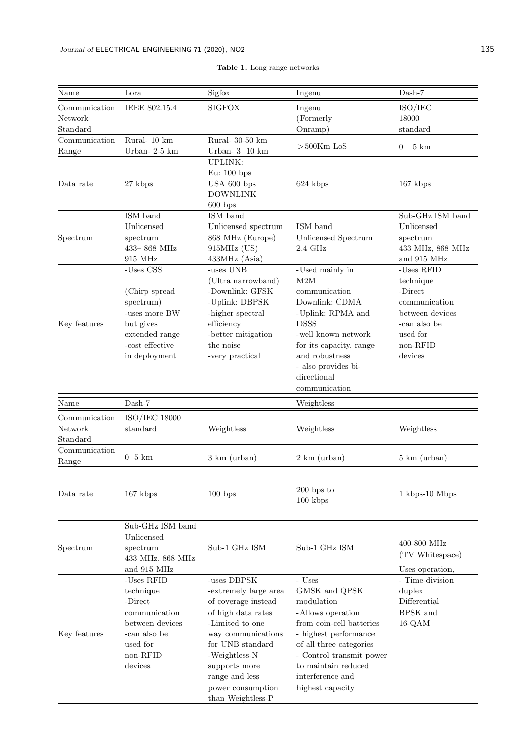**Table 1.** Long range networks

| Name | Lora | Sigfox | Ingenu | Dash-7 |
|---|---|---|---|---|
| Communication Network Standard | IEEE 802.15.4 | SIGFOX | Ingenu (Formerly Onramp) | ISO/IEC 18000 standard |
| Communication Range | Rural- 10 km Urban- 2-5 km | Rural- 30-50 km Urban- 3 10 km | >500Km LoS | 0 – 5 km |
| Data rate | 27 kbps | UPLINK: Eu: 100 bps USA 600 bps DOWNLINK 600 bps | 624 kbps | 167 kbps |
| Spectrum | ISM band Unlicensed spectrum 433– 868 MHz 915 MHz | ISM band Unlicensed spectrum 868 MHz (Europe) 915MHz (US) 433MHz (Asia) | ISM band Unlicensed Spectrum 2.4 GHz | Sub-GHz ISM band Unlicensed spectrum 433 MHz, 868 MHz and 915 MHz |
| Key features | -Uses CSS (Chirp spread spectrum) -uses more BW but gives extended range -cost effective in deployment | -uses UNB (Ultra narrowband) -Downlink: GFSK -Uplink: DBPSK -higher spectral efficiency -better mitigation the noise -very practical | -Used mainly in M2M communication Downlink: CDMA -Uplink: RPMA and DSSS -well known network for its capacity, range and robustness - also provides bi-directional communication | -Uses RFID technique -Direct communication between devices -can also be used for non-RFID devices |

| Name | Dash-7 | | Weightless | |
|---|---|---|---|---|
| Communication Network Standard | ISO/IEC 18000 standard | Weightless | Weightless | Weightless |
| Communication Range | 0 5 km | 3 km (urban) | 2 km (urban) | 5 km (urban) |
| Data rate | 167 kbps | 100 bps | 200 bps to 100 kbps | 1 kbps-10 Mbps |
| Spectrum | Sub-GHz ISM band Unlicensed spectrum 433 MHz, 868 MHz and 915 MHz | Sub-1 GHz ISM | Sub-1 GHz ISM | 400-800 MHz (TV Whitespace) Uses operation, |
| Key features | -Uses RFID technique -Direct communication between devices -can also be used for non-RFID devices | -uses DBPSK -extremely large area of coverage instead of high data rates -Limited to one way communications for UNB standard -Weightless-N supports more range and less power consumption than Weightless-P | - Uses GMSK and QPSK modulation -Allows operation from coin-cell batteries - highest performance of all three categories - Control transmit power to maintain reduced interference and highest capacity | - Time-division duplex Differential BPSK and 16-QAM |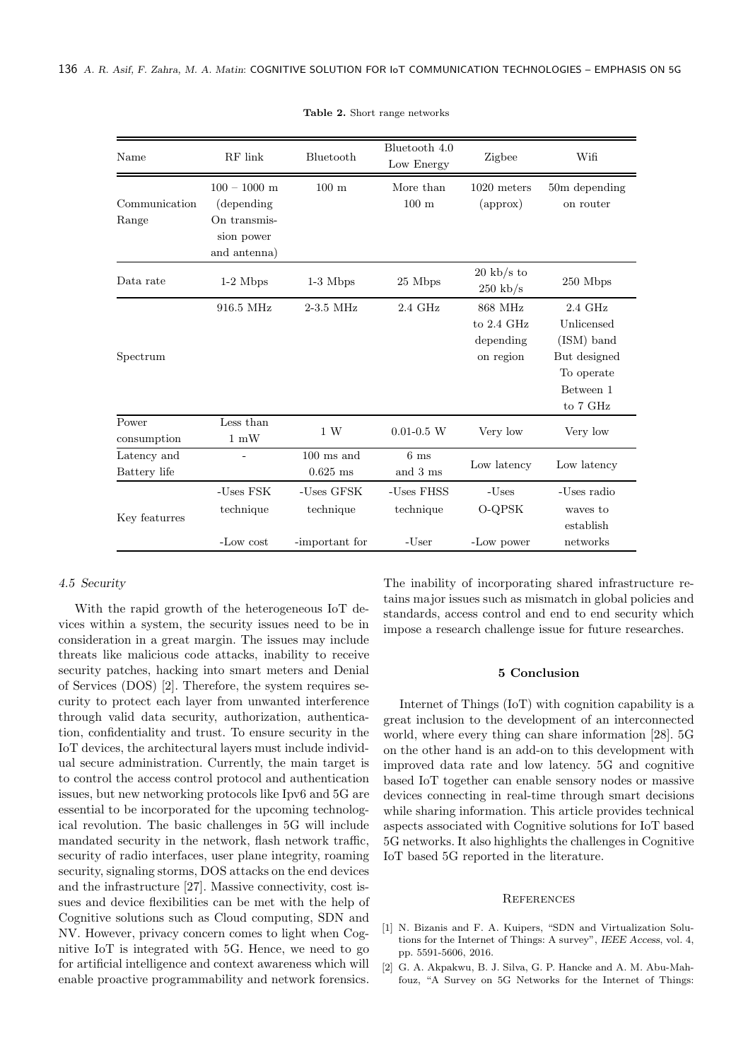**Table 2.** Short range networks

| Name | RF link | Bluetooth | Bluetooth 4.0 Low Energy | Zigbee | Wifi |
|---|---|---|---|---|---|
| Communication Range | 100 – 1000 m (depending On transmission power and antenna) | 100 m | More than 100 m | 1020 meters (approx) | 50m depending on router |
| Data rate | 1-2 Mbps | 1-3 Mbps | 25 Mbps | 20 kb/s to 250 kb/s | 250 Mbps |
| Spectrum | 916.5 MHz | 2-3.5 MHz | 2.4 GHz | 868 MHz to 2.4 GHz depending on region | 2.4 GHz Unlicensed (ISM) band But designed To operate Between 1 to 7 GHz |
| Power consumption | Less than 1 mW | 1 W | 0.01-0.5 W | Very low | Very low |
| Latency and Battery life | - | 100 ms and 0.625 ms | 6 ms and 3 ms | Low latency | Low latency |
| Key featurres | -Uses FSK technique<br>-Low cost | -Uses GFSK technique<br>-important for | -Uses FHSS technique<br>-User | -Uses O-QPSK<br>-Low power | -Uses radio waves to establish networks |

### *4.5 Security*

With the rapid growth of the heterogeneous IoT devices within a system, the security issues need to be in consideration in a great margin. The issues may include threats like malicious code attacks, inability to receive security patches, hacking into smart meters and Denial of Services (DOS) [2]. Therefore, the system requires security to protect each layer from unwanted interference through valid data security, authorization, authentication, confidentiality and trust. To ensure security in the IoT devices, the architectural layers must include individual secure administration. Currently, the main target is to control the access control protocol and authentication issues, but new networking protocols like Ipv6 and 5G are essential to be incorporated for the upcoming technological revolution. The basic challenges in 5G will include mandated security in the network, flash network traffic, security of radio interfaces, user plane integrity, roaming security, signaling storms, DOS attacks on the end devices and the infrastructure [27]. Massive connectivity, cost issues and device flexibilities can be met with the help of Cognitive solutions such as Cloud computing, SDN and NV. However, privacy concern comes to light when Cognitive IoT is integrated with 5G. Hence, we need to go for artificial intelligence and context awareness which will enable proactive programmability and network forensics. The inability of incorporating shared infrastructure retains major issues such as mismatch in global policies and standards, access control and end to end security which impose a research challenge issue for future researches.

## 5 Conclusion

Internet of Things (IoT) with cognition capability is a great inclusion to the development of an interconnected world, where every thing can share information [28]. 5G on the other hand is an add-on to this development with improved data rate and low latency. 5G and cognitive based IoT together can enable sensory nodes or massive devices connecting in real-time through smart decisions while sharing information. This article provides technical aspects associated with Cognitive solutions for IoT based 5G networks. It also highlights the challenges in Cognitive IoT based 5G reported in the literature.

## References

[1] N. Bizanis and F. A. Kuipers, "SDN and Virtualization Solutions for the Internet of Things: A survey", *IEEE Access*, vol. 4, pp. 5591-5606, 2016.

[2] G. A. Akpakwu, B. J. Silva, G. P. Hancke and A. M. Abu-Mahfouz, "A Survey on 5G Networks for the Internet of Things: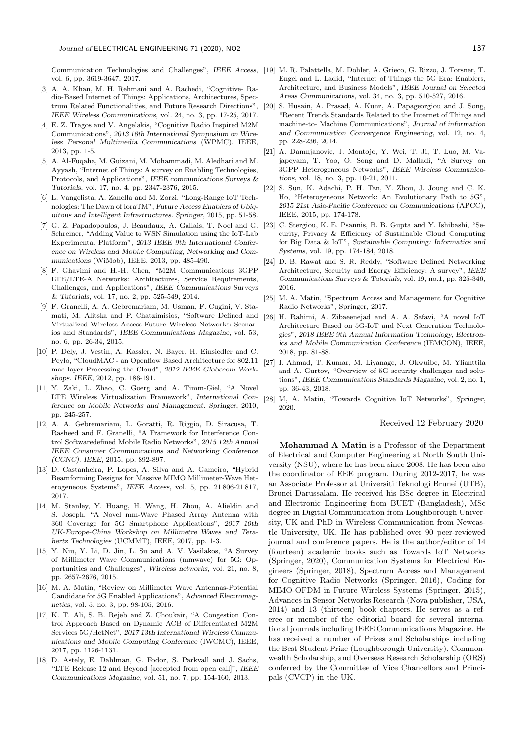Communication Technologies and Challenges", *IEEE Access*, vol. 6, pp. 3619-3647, 2017.

[3] A. A. Khan, M. H. Rehmani and A. Rachedi, "Cognitive- Radio-Based Internet of Things: Applications, Architectures, Spectrum Related Functionalities, and Future Research Directions", *IEEE Wireless Communications*, vol. 24, no. 3, pp. 17-25, 2017.

[4] E. Z. Tragos and V. Angelakis, "Cognitive Radio Inspired M2M Communications", *2013 16th International Symposium on Wireless Personal Multimedia Communications* (WPMC). IEEE, 2013, pp. 1-5.

[5] A. Al-Fuqaha, M. Guizani, M. Mohammadi, M. Aledhari and M. Ayyash, "Internet of Things: A survey on Enabling Technologies, Protocols, and Applications", *IEEE communications Surveys & Tutorials*, vol. 17, no. 4, pp. 2347-2376, 2015.

[6] L. Vangelista, A. Zanella and M. Zorzi, "Long-Range IoT Technologies: The Dawn of loraTM", *Future Access Enablers of Ubiquitous and Intelligent Infrastructures. Springer*, 2015, pp. 51-58.

[7] G. Z. Papadopoulos, J. Beaudaux, A. Gallais, T. Noel and G. Schreiner, "Adding Value to WSN Simulation using the IoT-Lab Experimental Platform", *2013 IEEE 9th International Conference on Wireless and Mobile Computing, Networking and Communications* (WiMob), IEEE, 2013, pp. 485-490.

[8] F. Ghavimi and H.-H. Chen, "M2M Communications 3GPP LTE/LTE-A Networks: Architectures, Service Requirements, Challenges, and Applications", *IEEE Communications Surveys & Tutorials*, vol. 17, no. 2, pp. 525-549, 2014.

[9] F. Granelli, A. A. Gebremariam, M. Usman, F. Cugini, V. Stamati, M. Alitska and P. Chatzimisios, "Software Defined and Virtualized Wireless Access Future Wireless Networks: Scenarios and Standards", *IEEE Communications Magazine*, vol. 53, no. 6, pp. 26-34, 2015.

[10] P. Dely, J. Vestin, A. Kassler, N. Bayer, H. Einsiedler and C. Peylo, "CloudMAC - an Openflow Based Architecture for 802.11 mac layer Processing the Cloud", *2012 IEEE Globecom Workshops. IEEE*, 2012, pp. 186-191.

[11] Y. Zaki, L. Zhao, C. Goerg and A. Timm-Giel, "A Novel LTE Wireless Virtualization Framework", *International Conference on Mobile Networks and Management. Springer*, 2010, pp. 245-257.

[12] A. A. Gebremariam, L. Goratti, R. Riggio, D. Siracusa, T. Rasheed and F. Granelli, "A Framework for Interference Control Softwaredefined Mobile Radio Networks", *2015 12th Annual IEEE Consumer Communications and Networking Conference (CCNC). IEEE*, 2015, pp. 892-897.

[13] D. Castanheira, P. Lopes, A. Silva and A. Gameiro, "Hybrid Beamforming Designs for Massive MIMO Millimeter-Wave Heterogeneous Systems", *IEEE Access*, vol. 5, pp. 21 806-21 817, 2017.

[14] M. Stanley, Y. Huang, H. Wang, H. Zhou, A. Alieldin and S. Joseph, "A Novel mm-Wave Phased Array Antenna with 360 Coverage for 5G Smartphone Applications", *2017 10th UK-Europe-China Workshop on Millimetre Waves and Terahertz Technologies* (UCMMT), IEEE, 2017, pp. 1-3.

[15] Y. Niu, Y. Li, D. Jin, L. Su and A. V. Vasilakos, "A Survey of Millimeter Wave Communications (mmwave) for 5G: Opportunities and Challenges", *Wireless networks*, vol. 21, no. 8, pp. 2657-2676, 2015.

[16] M. A. Matin, "Review on Millimeter Wave Antennas-Potential Candidate for 5G Enabled Applications", *Advanced Electromagnetics*, vol. 5, no. 3, pp. 98-105, 2016.

[17] K. T. Ali, S. B. Rejeb and Z. Choukair, "A Congestion Control Approach Based on Dynamic ACB of Differentiated M2M Services 5G/HetNet", *2017 13th International Wireless Communications and Mobile Computing Conference* (IWCMC), IEEE, 2017, pp. 1126-1131.

[18] D. Astely, E. Dahlman, G. Fodor, S. Parkvall and J. Sachs, "LTE Release 12 and Beyond [accepted from open call]", *IEEE Communications Magazine*, vol. 51, no. 7, pp. 154-160, 2013.

[19] M. R. Palattella, M. Dohler, A. Grieco, G. Rizzo, J. Torsner, T. Engel and L. Ladid, "Internet of Things the 5G Era: Enablers, Architecture, and Business Models", *IEEE Journal on Selected Areas Communications*, vol. 34, no. 3, pp. 510-527, 2016.

[20] S. Husain, A. Prasad, A. Kunz, A. Papageorgiou and J. Song, "Recent Trends Standards Related to the Internet of Things and machine-to- Machine Communications", *Journal of information and Communication Convergence Engineering*, vol. 12, no. 4, pp. 228-236, 2014.

[21] A. Damnjanovic, J. Montojo, Y. Wei, T. Ji, T. Luo, M. Vajapeyam, T. Yoo, O. Song and D. Malladi, "A Survey on 3GPP Heterogeneous Networks", *IEEE Wireless Communications*, vol. 18, no. 3, pp. 10-21, 2011.

[22] S. Sun, K. Adachi, P. H. Tan, Y. Zhou, J. Joung and C. K. Ho, "Heterogeneous Network: An Evolutionary Path to 5G", *2015 21st Asia-Pacific Conference on Communications* (APCC), IEEE, 2015, pp. 174-178.

[23] C. Stergiou, K. E. Psannis, B. B. Gupta and Y. Ishibashi, "Security, Privacy & Efficiency of Sustainable Cloud Computing for Big Data & IoT", *Sustainable Computing: Informatics and Systems*, vol. 19, pp. 174-184, 2018.

[24] D. B. Rawat and S. R. Reddy, "Software Defined Networking Architecture, Security and Energy Efficiency: A survey", *IEEE Communications Surveys & Tutorials*, vol. 19, no.1, pp. 325-346, 2016.

[25] M. A. Matin, "Spectrum Access and Management for Cognitive Radio Networks", Springer, 2017.

[26] H. Rahimi, A. Zibaeenejad and A. A. Safavi, "A novel IoT Architecture Based on 5G-IoT and Next Generation Technologies", *2018 IEEE 9th Annual Information Technology, Electronics and Mobile Communication Conference* (IEMCON), IEEE, 2018, pp. 81-88.

[27] I. Ahmad, T. Kumar, M. Liyanage, J. Okwuibe, M. Ylianttila and A. Gurtov, "Overview of 5G security challenges and solutions", *IEEE Communications Standards Magazine*, vol. 2, no. 1, pp. 36-43, 2018.

[28] M, A. Matin, "Towards Cognitive IoT Networks", *Springer*, 2020.

Received 12 February 2020

**Mohammad A Matin** is a Professor of the Department of Electrical and Computer Engineering at North South University (NSU), where he has been since 2008. He has been also the coordinator of EEE program. During 2012-2017, he was an Associate Professor at Universiti Teknologi Brunei (UTB), Brunei Darussalam. He received his BSc degree in Electrical and Electronic Engineering from BUET (Bangladesh), MSc degree in Digital Communication from Loughborough University, UK and PhD in Wireless Communication from Newcastle University, UK. He has published over 90 peer-reviewed journal and conference papers. He is the author/editor of 14 (fourteen) academic books such as Towards IoT Networks (Springer, 2020), Communication Systems for Electrical Engineers (Springer, 2018), Spectrum Access and Management for Cognitive Radio Networks (Springer, 2016), Coding for MIMO-OFDM in Future Wireless Systems (Springer, 2015), Advances in Sensor Networks Research (Nova publisher, USA, 2014) and 13 (thirteen) book chapters. He serves as a referee or member of the editorial board for several international journals including IEEE Communications Magazine. He has received a number of Prizes and Scholarships including the Best Student Prize (Loughborough University), Commonwealth Scholarship, and Overseas Research Scholarship (ORS) conferred by the Committee of Vice Chancellors and Principals (CVCP) in the UK.